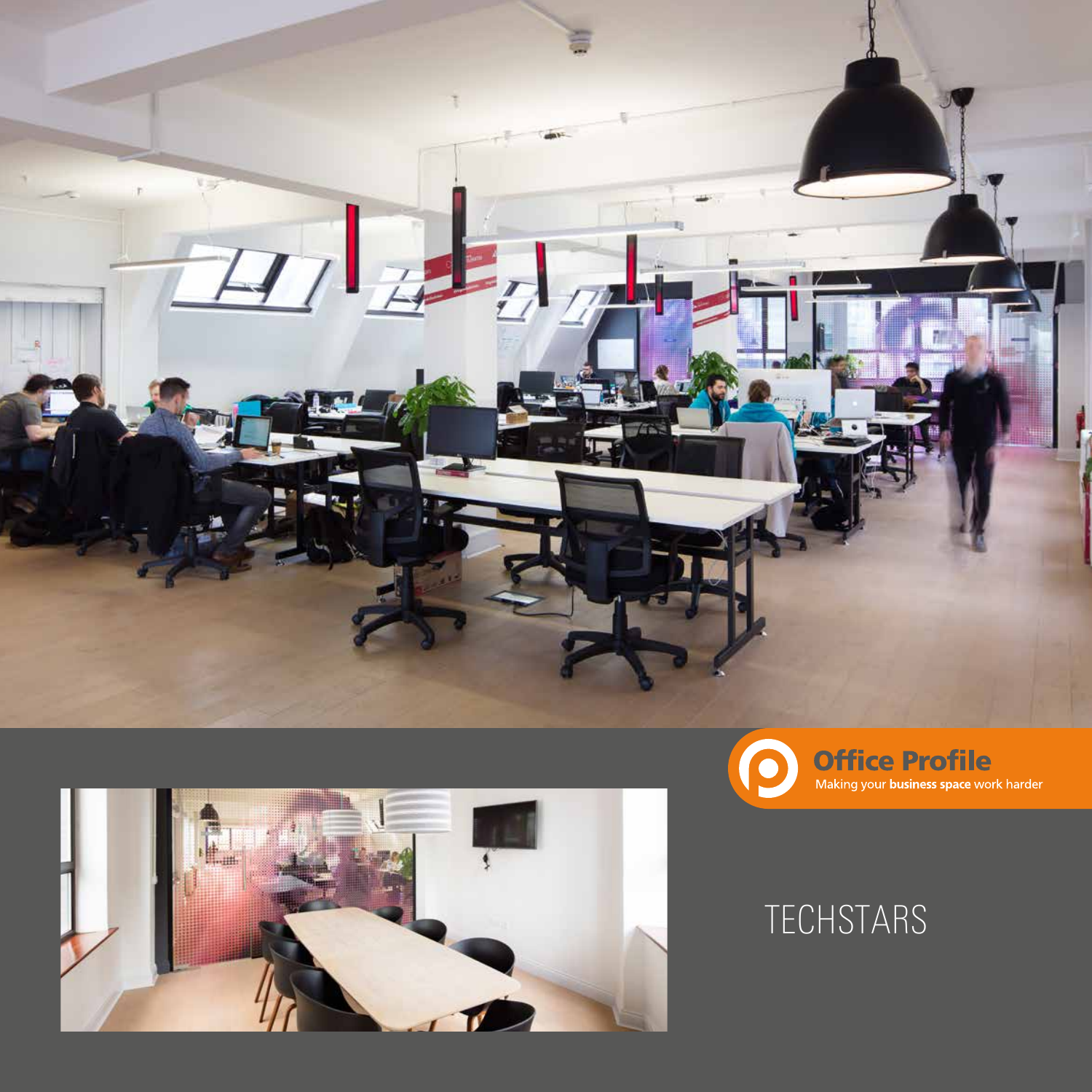**Office Profile**

Making your **business space** work harder

# TECHSTARS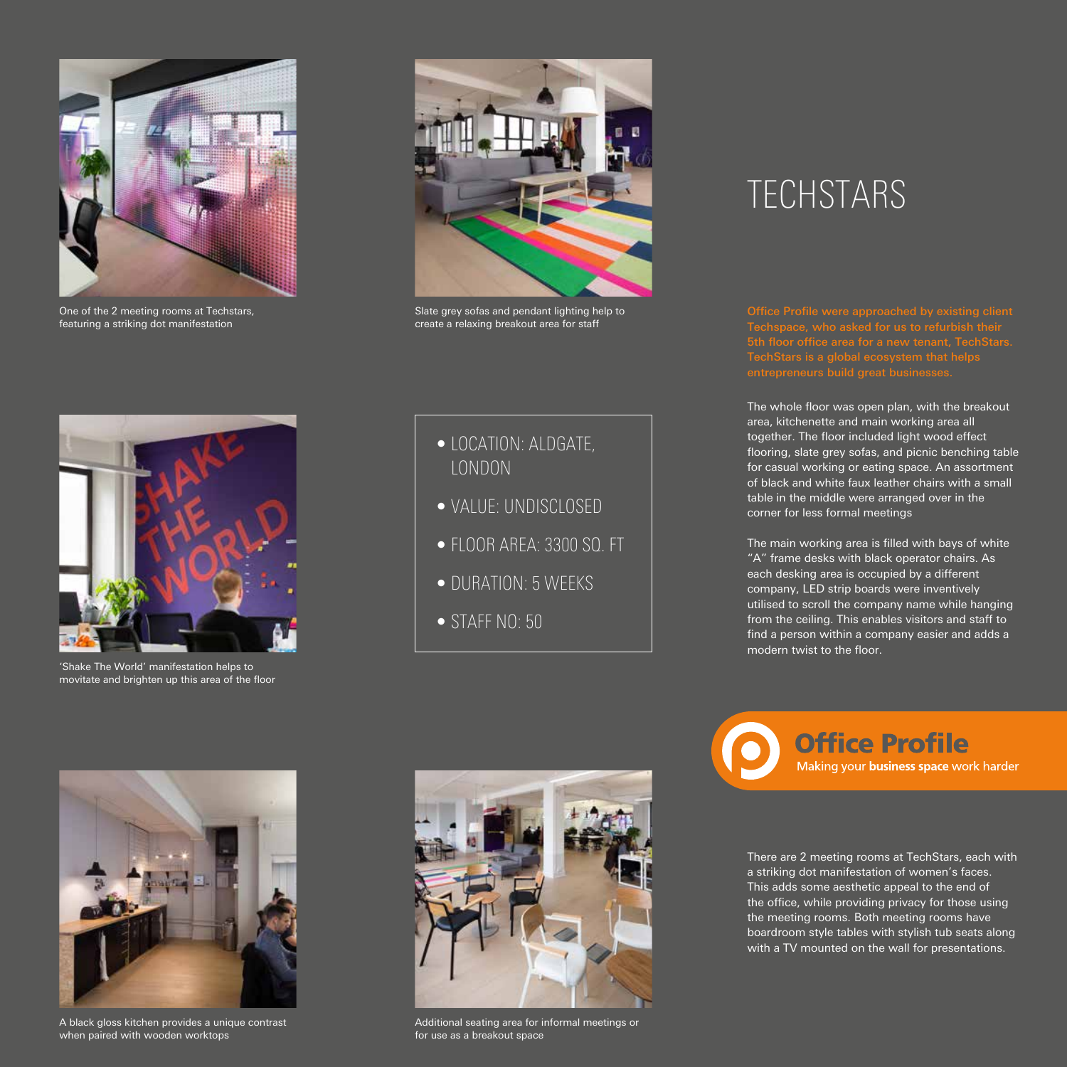# TECHSTARS

Office Profile were approached by existing client Techspace, who asked for us to refurbish their 5th floor office area for a new tenant, TechStars. TechStars is a global ecosystem that helps entrepreneurs build great businesses.

The whole floor was open plan, with the breakout area, kitchenette and main working area all together. The floor included light wood effect flooring, slate grey sofas, and picnic benching table for casual working or eating space. An assortment of black and white faux leather chairs with a small table in the middle were arranged over in the corner for less formal meetings

The main working area is filled with bays of white "A" frame desks with black operator chairs. As each desking area is occupied by a different company, LED strip boards were inventively utilised to scroll the company name while hanging from the ceiling. This enables visitors and staff to find a person within a company easier and adds a modern twist to the floor.

There are 2 meeting rooms at TechStars, each with a striking dot manifestation of women's faces. This adds some aesthetic appeal to the end of the office, while providing privacy for those using the meeting rooms. Both meeting rooms have boardroom style tables with stylish tub seats along with a TV mounted on the wall for presentations.

- LOCATION: ALDGATE, LONDON
- VALUE: UNDISCLOSED
- FLOOR AREA: 3300 SQ. FT
- DURATION: 5 WEEKS
- STAFF NO: 50

One of the 2 meeting rooms at Techstars, featuring a striking dot manifestation

Slate grey sofas and pendant lighting help to create a relaxing breakout area for staff

'Shake The World' manifestation helps to movitate and brighten up this area of the floor

A black gloss kitchen provides a unique contrast when paired with wooden worktops

Additional seating area for informal meetings or for use as a breakout space

**Office Profile**
Making your **business space** work harder